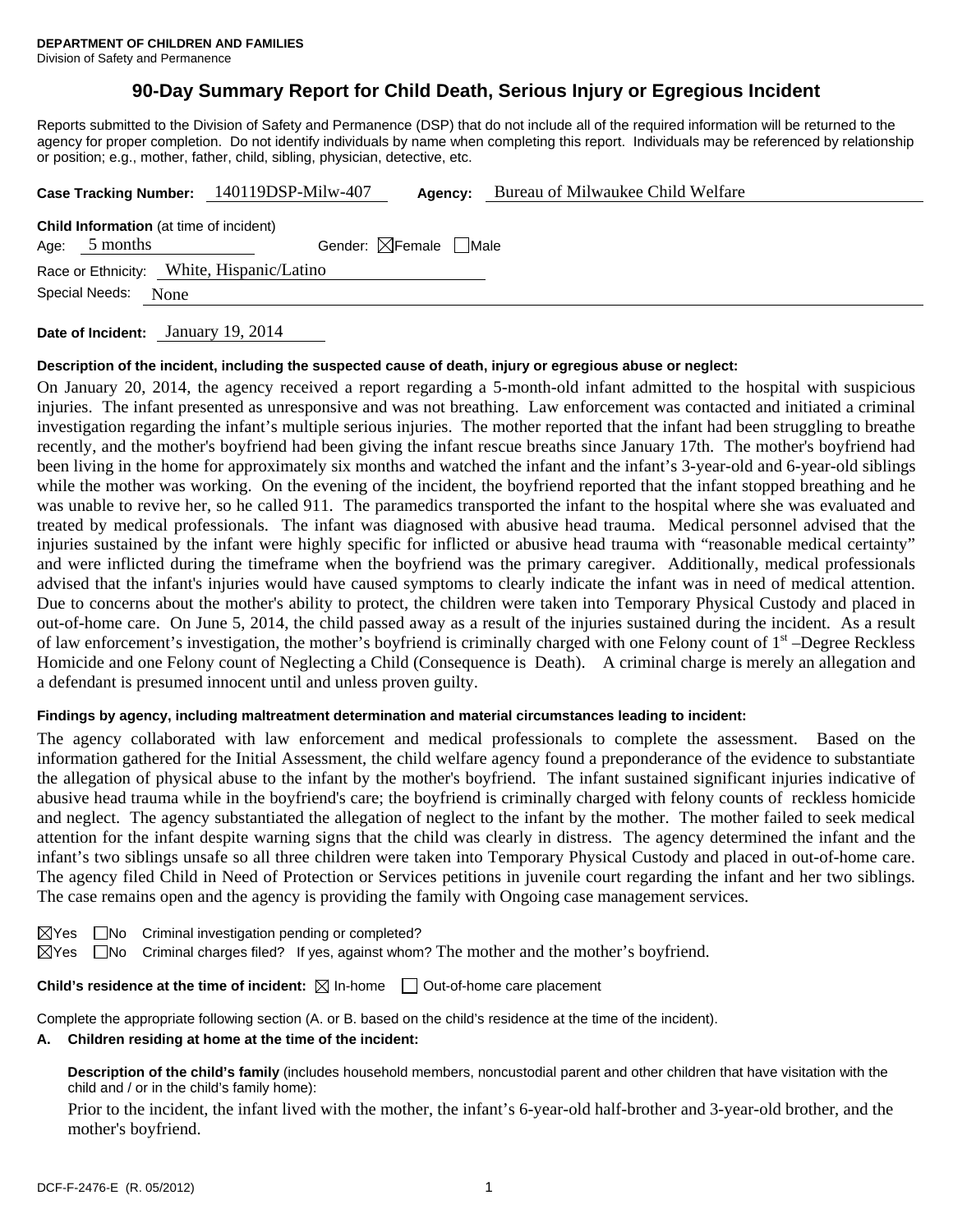**DEPARTMENT OF CHILDREN AND FAMILIES**
Division of Safety and Permanence

# 90-Day Summary Report for Child Death, Serious Injury or Egregious Incident

Reports submitted to the Division of Safety and Permanence (DSP) that do not include all of the required information will be returned to the agency for proper completion. Do not identify individuals by name when completing this report. Individuals may be referenced by relationship or position; e.g., mother, father, child, sibling, physician, detective, etc.

**Case Tracking Number:** 140119DSP-Milw-407 **Agency:** Bureau of Milwaukee Child Welfare

**Child Information** (at time of incident)
Age: 5 months Gender: ☒Female ☐Male
Race or Ethnicity: White, Hispanic/Latino
Special Needs: None

**Date of Incident:** January 19, 2014

**Description of the incident, including the suspected cause of death, injury or egregious abuse or neglect:**

On January 20, 2014, the agency received a report regarding a 5-month-old infant admitted to the hospital with suspicious injuries. The infant presented as unresponsive and was not breathing. Law enforcement was contacted and initiated a criminal investigation regarding the infant's multiple serious injuries. The mother reported that the infant had been struggling to breathe recently, and the mother's boyfriend had been giving the infant rescue breaths since January 17th. The mother's boyfriend had been living in the home for approximately six months and watched the infant and the infant's 3-year-old and 6-year-old siblings while the mother was working. On the evening of the incident, the boyfriend reported that the infant stopped breathing and he was unable to revive her, so he called 911. The paramedics transported the infant to the hospital where she was evaluated and treated by medical professionals. The infant was diagnosed with abusive head trauma. Medical personnel advised that the injuries sustained by the infant were highly specific for inflicted or abusive head trauma with "reasonable medical certainty" and were inflicted during the timeframe when the boyfriend was the primary caregiver. Additionally, medical professionals advised that the infant's injuries would have caused symptoms to clearly indicate the infant was in need of medical attention. Due to concerns about the mother's ability to protect, the children were taken into Temporary Physical Custody and placed in out-of-home care. On June 5, 2014, the child passed away as a result of the injuries sustained during the incident. As a result of law enforcement's investigation, the mother's boyfriend is criminally charged with one Felony count of 1st –Degree Reckless Homicide and one Felony count of Neglecting a Child (Consequence is Death). A criminal charge is merely an allegation and a defendant is presumed innocent until and unless proven guilty.

**Findings by agency, including maltreatment determination and material circumstances leading to incident:**

The agency collaborated with law enforcement and medical professionals to complete the assessment. Based on the information gathered for the Initial Assessment, the child welfare agency found a preponderance of the evidence to substantiate the allegation of physical abuse to the infant by the mother's boyfriend. The infant sustained significant injuries indicative of abusive head trauma while in the boyfriend's care; the boyfriend is criminally charged with felony counts of reckless homicide and neglect. The agency substantiated the allegation of neglect to the infant by the mother. The mother failed to seek medical attention for the infant despite warning signs that the child was clearly in distress. The agency determined the infant and the infant's two siblings unsafe so all three children were taken into Temporary Physical Custody and placed in out-of-home care. The agency filed Child in Need of Protection or Services petitions in juvenile court regarding the infant and her two siblings. The case remains open and the agency is providing the family with Ongoing case management services.

☒Yes ☐No Criminal investigation pending or completed?
☒Yes ☐No Criminal charges filed? If yes, against whom? The mother and the mother's boyfriend.

**Child's residence at the time of incident:** ☒ In-home ☐ Out-of-home care placement

Complete the appropriate following section (A. or B. based on the child's residence at the time of the incident).

**A. Children residing at home at the time of the incident:**

**Description of the child's family** (includes household members, noncustodial parent and other children that have visitation with the child and / or in the child's family home):

Prior to the incident, the infant lived with the mother, the infant's 6-year-old half-brother and 3-year-old brother, and the mother's boyfriend.

DCF-F-2476-E (R. 05/2012)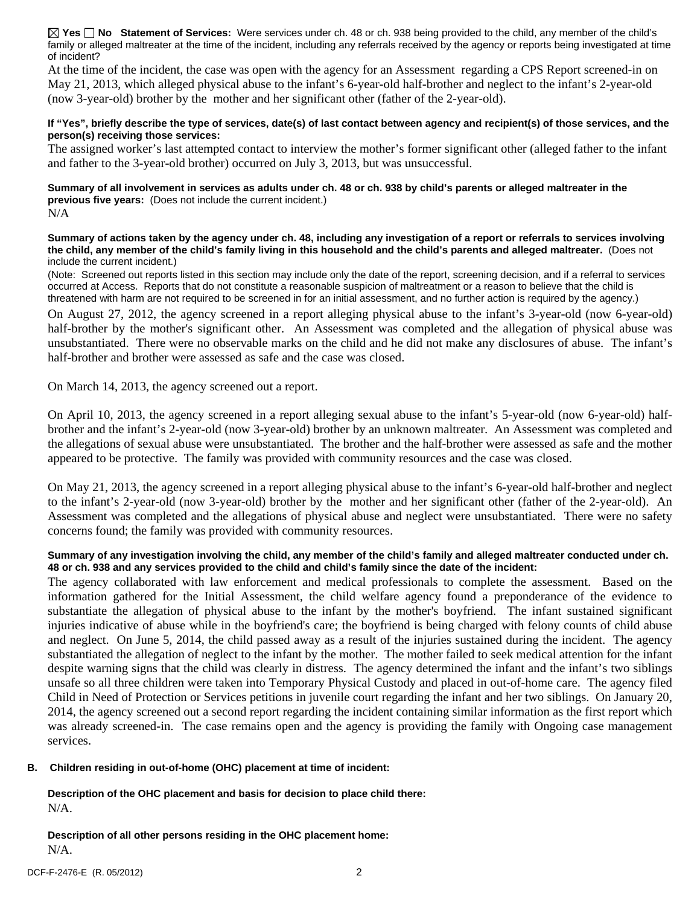☒ Yes ☐ No **Statement of Services:** Were services under ch. 48 or ch. 938 being provided to the child, any member of the child's family or alleged maltreater at the time of the incident, including any referrals received by the agency or reports being investigated at time of incident?

At the time of the incident, the case was open with the agency for an Assessment regarding a CPS Report screened-in on May 21, 2013, which alleged physical abuse to the infant's 6-year-old half-brother and neglect to the infant's 2-year-old (now 3-year-old) brother by the mother and her significant other (father of the 2-year-old).

**If "Yes", briefly describe the type of services, date(s) of last contact between agency and recipient(s) of those services, and the person(s) receiving those services:**

The assigned worker's last attempted contact to interview the mother's former significant other (alleged father to the infant and father to the 3-year-old brother) occurred on July 3, 2013, but was unsuccessful.

**Summary of all involvement in services as adults under ch. 48 or ch. 938 by child's parents or alleged maltreater in the previous five years:** (Does not include the current incident.)

N/A

**Summary of actions taken by the agency under ch. 48, including any investigation of a report or referrals to services involving the child, any member of the child's family living in this household and the child's parents and alleged maltreater.** (Does not include the current incident.)

(Note: Screened out reports listed in this section may include only the date of the report, screening decision, and if a referral to services occurred at Access. Reports that do not constitute a reasonable suspicion of maltreatment or a reason to believe that the child is threatened with harm are not required to be screened in for an initial assessment, and no further action is required by the agency.)

On August 27, 2012, the agency screened in a report alleging physical abuse to the infant's 3-year-old (now 6-year-old) half-brother by the mother's significant other. An Assessment was completed and the allegation of physical abuse was unsubstantiated. There were no observable marks on the child and he did not make any disclosures of abuse. The infant's half-brother and brother were assessed as safe and the case was closed.

On March 14, 2013, the agency screened out a report.

On April 10, 2013, the agency screened in a report alleging sexual abuse to the infant's 5-year-old (now 6-year-old) half-brother and the infant's 2-year-old (now 3-year-old) brother by an unknown maltreater. An Assessment was completed and the allegations of sexual abuse were unsubstantiated. The brother and the half-brother were assessed as safe and the mother appeared to be protective. The family was provided with community resources and the case was closed.

On May 21, 2013, the agency screened in a report alleging physical abuse to the infant's 6-year-old half-brother and neglect to the infant's 2-year-old (now 3-year-old) brother by the mother and her significant other (father of the 2-year-old). An Assessment was completed and the allegations of physical abuse and neglect were unsubstantiated. There were no safety concerns found; the family was provided with community resources.

**Summary of any investigation involving the child, any member of the child's family and alleged maltreater conducted under ch. 48 or ch. 938 and any services provided to the child and child's family since the date of the incident:**

The agency collaborated with law enforcement and medical professionals to complete the assessment. Based on the information gathered for the Initial Assessment, the child welfare agency found a preponderance of the evidence to substantiate the allegation of physical abuse to the infant by the mother's boyfriend. The infant sustained significant injuries indicative of abuse while in the boyfriend's care; the boyfriend is being charged with felony counts of child abuse and neglect. On June 5, 2014, the child passed away as a result of the injuries sustained during the incident. The agency substantiated the allegation of neglect to the infant by the mother. The mother failed to seek medical attention for the infant despite warning signs that the child was clearly in distress. The agency determined the infant and the infant's two siblings unsafe so all three children were taken into Temporary Physical Custody and placed in out-of-home care. The agency filed Child in Need of Protection or Services petitions in juvenile court regarding the infant and her two siblings. On January 20, 2014, the agency screened out a second report regarding the incident containing similar information as the first report which was already screened-in. The case remains open and the agency is providing the family with Ongoing case management services.

**B. Children residing in out-of-home (OHC) placement at time of incident:**

**Description of the OHC placement and basis for decision to place child there:**

N/A.

**Description of all other persons residing in the OHC placement home:**

N/A.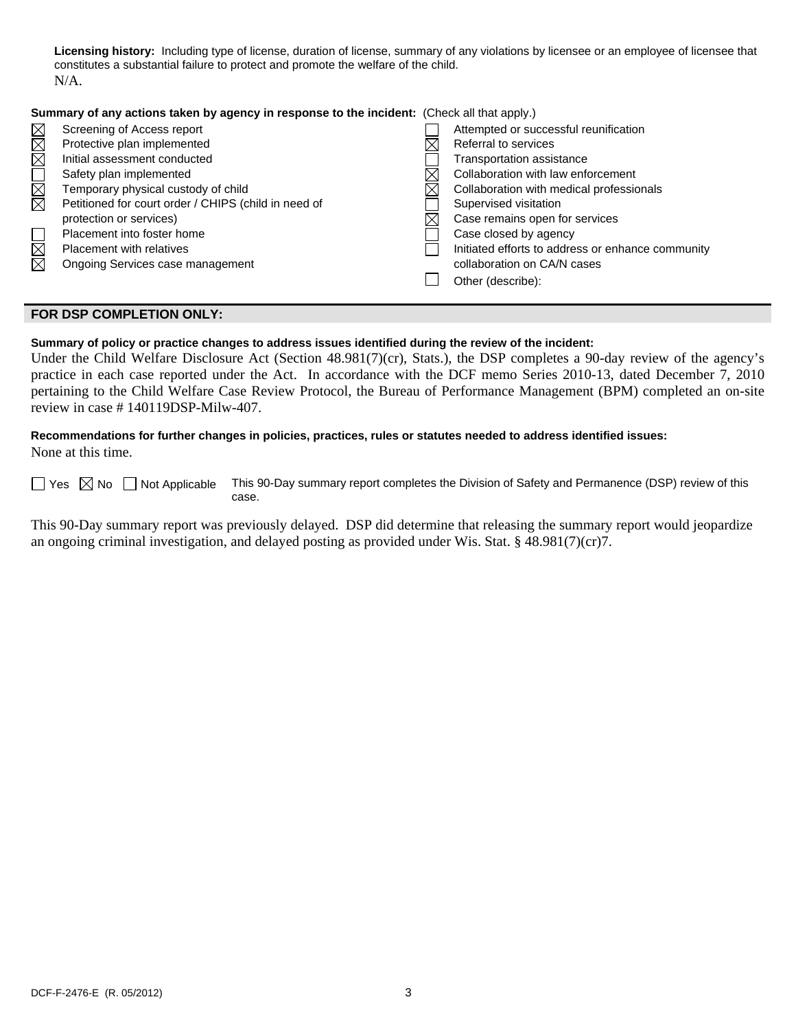**Licensing history:** Including type of license, duration of license, summary of any violations by licensee or an employee of licensee that constitutes a substantial failure to protect and promote the welfare of the child.

N/A.

**Summary of any actions taken by agency in response to the incident:** (Check all that apply.)

- [x] Screening of Access report
- [x] Protective plan implemented
- [x] Initial assessment conducted
- [ ] Safety plan implemented
- [x] Temporary physical custody of child
- [x] Petitioned for court order / CHIPS (child in need of protection or services)
- [ ] Placement into foster home
- [x] Placement with relatives
- [x] Ongoing Services case management
- [ ] Attempted or successful reunification
- [x] Referral to services
- [ ] Transportation assistance
- [x] Collaboration with law enforcement
- [x] Collaboration with medical professionals
- [ ] Supervised visitation
- [x] Case remains open for services
- [ ] Case closed by agency
- [ ] Initiated efforts to address or enhance community collaboration on CA/N cases
- [ ] Other (describe):

## FOR DSP COMPLETION ONLY:

**Summary of policy or practice changes to address issues identified during the review of the incident:**

Under the Child Welfare Disclosure Act (Section 48.981(7)(cr), Stats.), the DSP completes a 90-day review of the agency's practice in each case reported under the Act. In accordance with the DCF memo Series 2010-13, dated December 7, 2010 pertaining to the Child Welfare Case Review Protocol, the Bureau of Performance Management (BPM) completed an on-site review in case # 140119DSP-Milw-407.

**Recommendations for further changes in policies, practices, rules or statutes needed to address identified issues:**

None at this time.

- [ ] Yes
- [x] No
- [ ] Not Applicable

This 90-Day summary report completes the Division of Safety and Permanence (DSP) review of this case.

This 90-Day summary report was previously delayed. DSP did determine that releasing the summary report would jeopardize an ongoing criminal investigation, and delayed posting as provided under Wis. Stat. § 48.981(7)(cr)7.

DCF-F-2476-E (R. 05/2012)